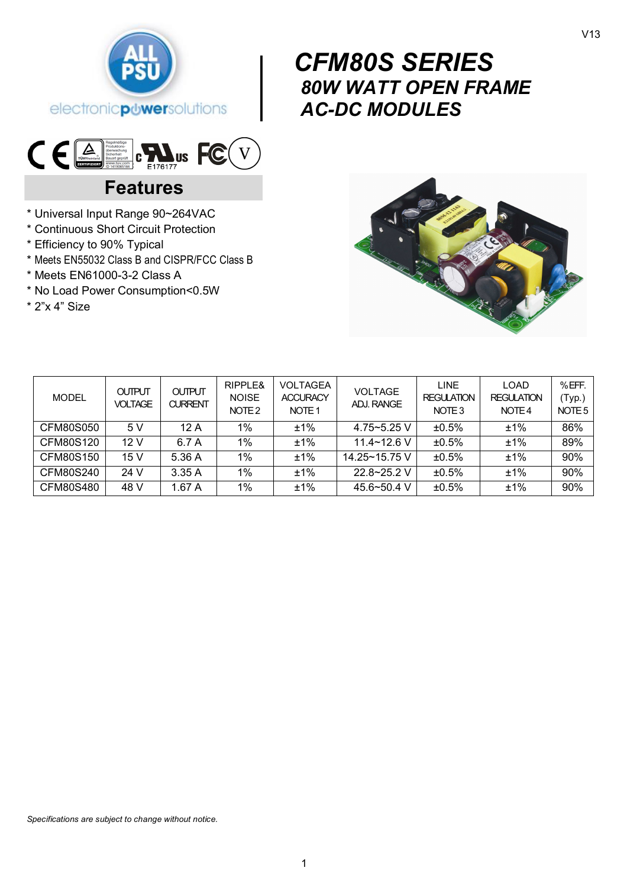# CFM80S SERIES

## 80W WATT OPEN FRAME AC-DC MODULES

## Features

* Universal Input Range 90~264VAC
* Continuous Short Circuit Protection
* Efficiency to 90% Typical
* Meets EN55032 Class B and CISPR/FCC Class B
* Meets EN61000-3-2 Class A
* No Load Power Consumption<0.5W
* 2"x 4" Size

| MODEL | OUTPUT VOLTAGE | OUTPUT CURRENT | RIPPLE& NOISE NOTE 2 | VOLTAGEA ACCURACY NOTE 1 | VOLTAGE ADJ. RANGE | LINE REGULATION NOTE 3 | LOAD REGULATION NOTE 4 | %EFF. (Typ.) NOTE 5 |
|---|---|---|---|---|---|---|---|---|
| CFM80S050 | 5 V | 12 A | 1% | ±1% | 4.75~5.25 V | ±0.5% | ±1% | 86% |
| CFM80S120 | 12 V | 6.7 A | 1% | ±1% | 11.4~12.6 V | ±0.5% | ±1% | 89% |
| CFM80S150 | 15 V | 5.36 A | 1% | ±1% | 14.25~15.75 V | ±0.5% | ±1% | 90% |
| CFM80S240 | 24 V | 3.35 A | 1% | ±1% | 22.8~25.2 V | ±0.5% | ±1% | 90% |
| CFM80S480 | 48 V | 1.67 A | 1% | ±1% | 45.6~50.4 V | ±0.5% | ±1% | 90% |

*Specifications are subject to change without notice.*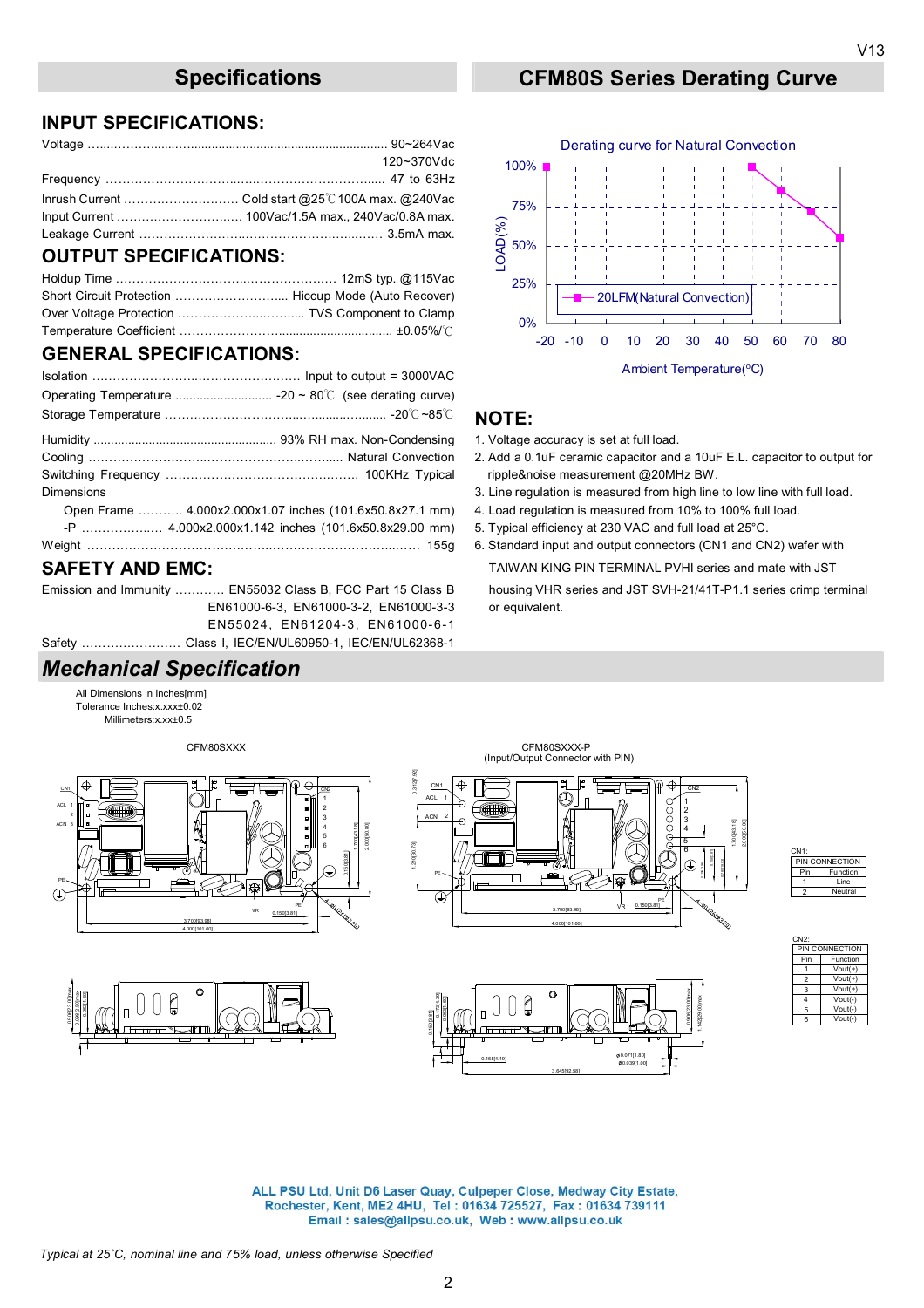## Specifications

### INPUT SPECIFICATIONS:

Voltage ........................................................ 90~264Vac
120~370Vdc

Frequency ........................................................ 47 to 63Hz

Inrush Current ............................ Cold start @25℃ 100A max. @240Vac

Input Current .............................. 100Vac/1.5A max., 240Vac/0.8A max.

Leakage Current ........................................................ 3.5mA max.

### OUTPUT SPECIFICATIONS:

Holdup Time ........................................................ 12mS typ. @115Vac

Short Circuit Protection ........................... Hiccup Mode (Auto Recover)

Over Voltage Protection ............................ TVS Component to Clamp

Temperature Coefficient ........................................................ ±0.05%/℃

### GENERAL SPECIFICATIONS:

Isolation ........................................................ Input to output = 3000VAC

Operating Temperature ............................ -20 ~ 80℃ (see derating curve)

Storage Temperature ........................................................ -20℃~85℃

Humidity ........................................................ 93% RH max. Non-Condensing

Cooling ........................................................ Natural Convection

Switching Frequency ........................................................ 100KHz Typical

Dimensions

Open Frame ........... 4.000x2.000x1.07 inches (101.6x50.8x27.1 mm)

-P .................... 4.000x2.000x1.142 inches (101.6x50.8x29.00 mm)

Weight ........................................................ 155g

### SAFETY AND EMC:

Emission and Immunity ............ EN55032 Class B, FCC Part 15 Class B
EN61000-6-3, EN61000-3-2, EN61000-3-3
EN55024, EN61204-3, EN61000-6-1

Safety ........................ Class I, IEC/EN/UL60950-1, IEC/EN/UL62368-1

## CFM80S Series Derating Curve

Derating curve for Natural Convection

LOAD(%)

100%
75%
50%
25%
0%

-20 -10 0 10 20 30 40 50 60 70 80

Ambient Temperature(°C)

20LFM(Natural Convection)

### NOTE:

1. Voltage accuracy is set at full load.
2. Add a 0.1uF ceramic capacitor and a 10uF E.L. capacitor to output for ripple&noise measurement @20MHz BW.
3. Line regulation is measured from high line to low line with full load.
4. Load regulation is measured from 10% to 100% full load.
5. Typical efficiency at 230 VAC and full load at 25°C.
6. Standard input and output connectors (CN1 and CN2) wafer with TAIWAN KING PIN TERMINAL PVHI series and mate with JST housing VHR series and JST SVH-21/41T-P1.1 series crimp terminal or equivalent.

## *Mechanical Specification*

All Dimensions in Inches[mm]
Tolerance Inches:x.xxx±0.02
Millimeters:x.xx±0.5

CFM80SXXX

CFM80SXXX-P
(Input/Output Connector with PIN)

CN1:

| PIN CONNECTION | |
|---|---|
| Pin | Function |
| 1 | Line |
| 2 | Neutral |

CN2:

| PIN CONNECTION | |
|---|---|
| Pin | Function |
| 1 | Vout(+) |
| 2 | Vout(+) |
| 3 | Vout(+) |
| 4 | Vout(-) |
| 5 | Vout(-) |
| 6 | Vout(-) |

ALL PSU Ltd, Unit D6 Laser Quay, Culpeper Close, Medway City Estate,
Rochester, Kent, ME2 4HU, Tel : 01634 725527, Fax : 01634 739111
Email : sales@allpsu.co.uk, Web : www.allpsu.co.uk

*Typical at 25°C, nominal line and 75% load, unless otherwise Specified*